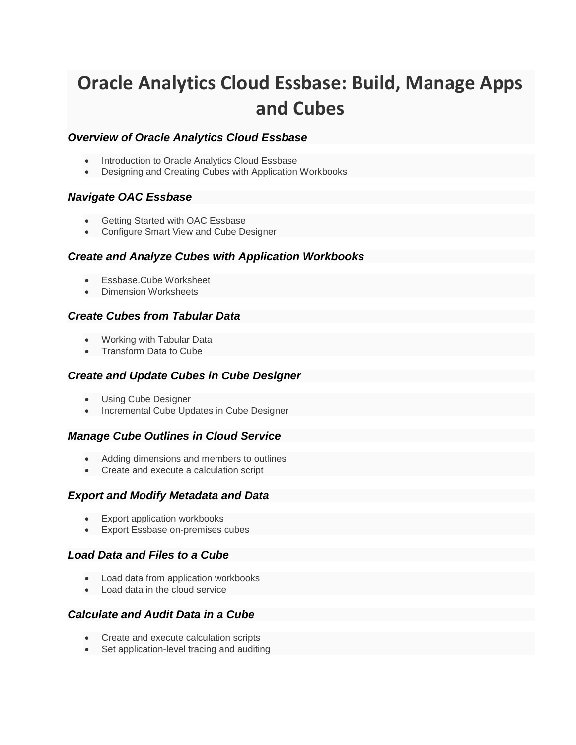# Oracle Analytics Cloud Essbase: Build, Manage Apps and Cubes

### *Overview of Oracle Analytics Cloud Essbase*

- Introduction to Oracle Analytics Cloud Essbase
- Designing and Creating Cubes with Application Workbooks

### *Navigate OAC Essbase*

- Getting Started with OAC Essbase
- Configure Smart View and Cube Designer

### *Create and Analyze Cubes with Application Workbooks*

- Essbase.Cube Worksheet
- Dimension Worksheets

### *Create Cubes from Tabular Data*

- Working with Tabular Data
- Transform Data to Cube

### *Create and Update Cubes in Cube Designer*

- Using Cube Designer
- Incremental Cube Updates in Cube Designer

### *Manage Cube Outlines in Cloud Service*

- Adding dimensions and members to outlines
- Create and execute a calculation script

### *Export and Modify Metadata and Data*

- Export application workbooks
- Export Essbase on-premises cubes

### *Load Data and Files to a Cube*

- Load data from application workbooks
- Load data in the cloud service

### *Calculate and Audit Data in a Cube*

- Create and execute calculation scripts
- Set application-level tracing and auditing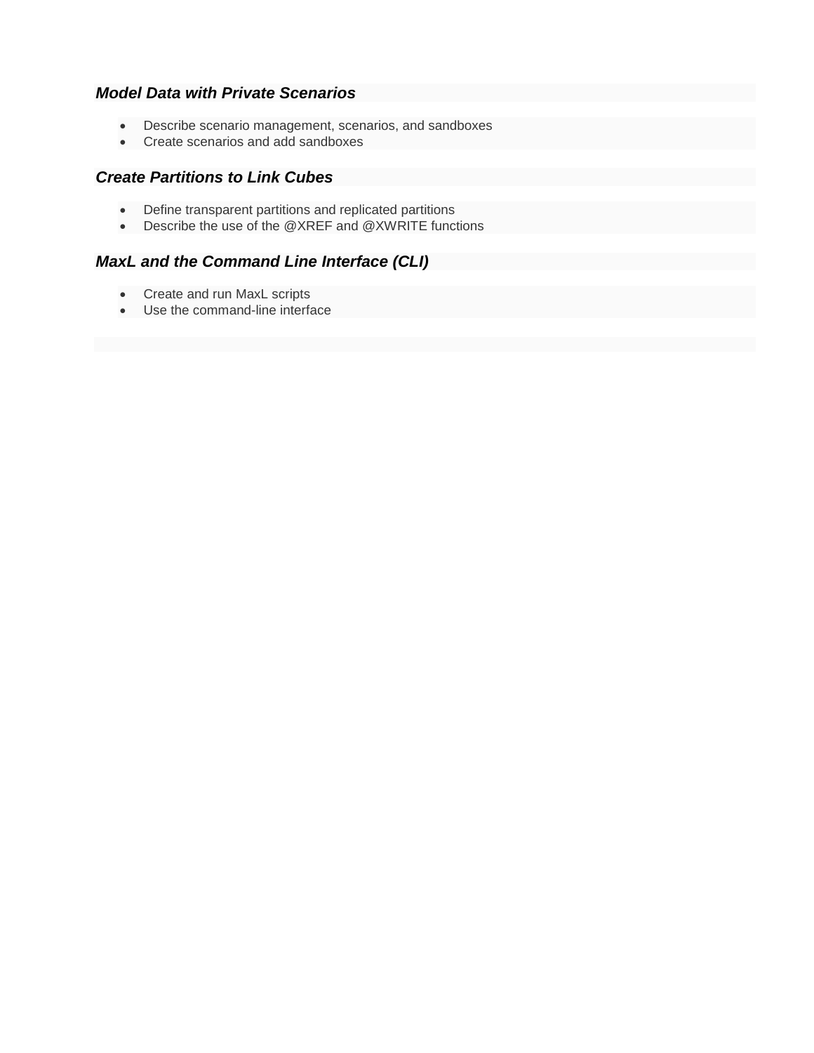### *Model Data with Private Scenarios*

- Describe scenario management, scenarios, and sandboxes
- Create scenarios and add sandboxes

### *Create Partitions to Link Cubes*

- Define transparent partitions and replicated partitions
- Describe the use of the @XREF and @XWRITE functions

### *MaxL and the Command Line Interface (CLI)*

- Create and run MaxL scripts
- Use the command-line interface